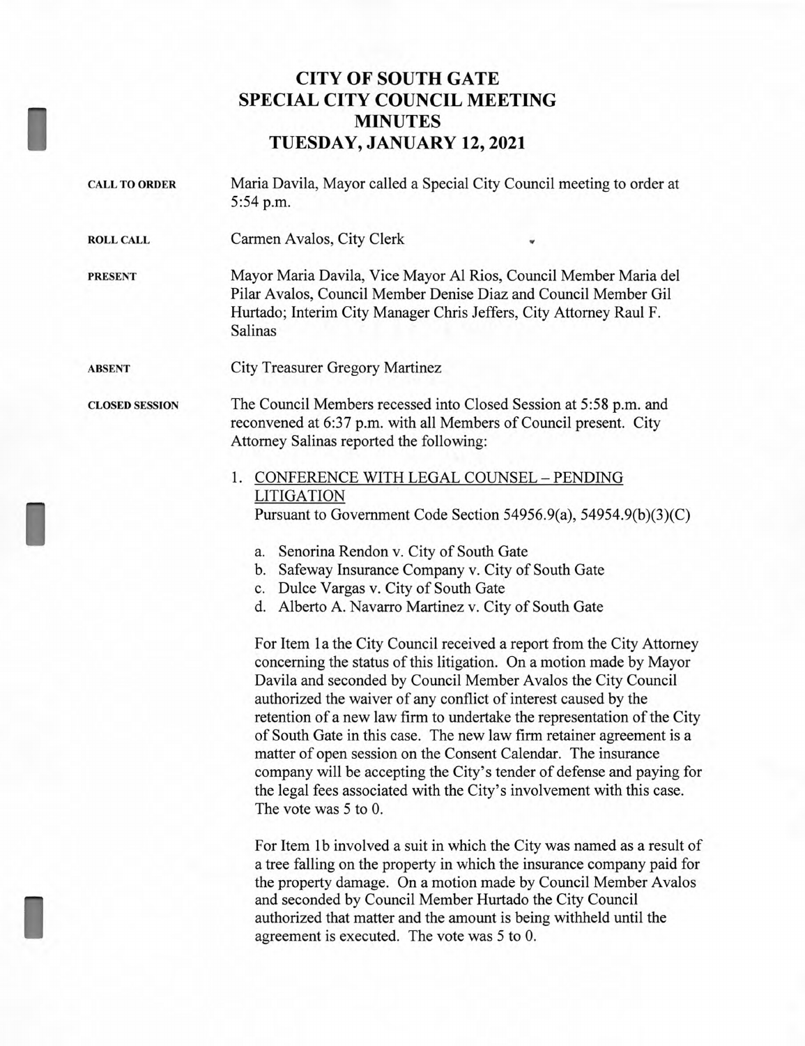# CITY OF SOUTH GATE
## SPECIAL CITY COUNCIL MEETING
## MINUTES
## TUESDAY, JANUARY 12, 2021

**CALL TO ORDER**

Maria Davila, Mayor called a Special City Council meeting to order at 5:54 p.m.

**ROLL CALL**

Carmen Avalos, City Clerk

**PRESENT**

Mayor Maria Davila, Vice Mayor Al Rios, Council Member Maria del Pilar Avalos, Council Member Denise Diaz and Council Member Gil Hurtado; Interim City Manager Chris Jeffers, City Attorney Raul F. Salinas

**ABSENT**

City Treasurer Gregory Martinez

**CLOSED SESSION**

The Council Members recessed into Closed Session at 5:58 p.m. and reconvened at 6:37 p.m. with all Members of Council present. City Attorney Salinas reported the following:

1. CONFERENCE WITH LEGAL COUNSEL – PENDING LITIGATION
   Pursuant to Government Code Section 54956.9(a), 54954.9(b)(3)(C)

   a. Senorina Rendon v. City of South Gate
   b. Safeway Insurance Company v. City of South Gate
   c. Dulce Vargas v. City of South Gate
   d. Alberto A. Navarro Martinez v. City of South Gate

   For Item 1a the City Council received a report from the City Attorney concerning the status of this litigation. On a motion made by Mayor Davila and seconded by Council Member Avalos the City Council authorized the waiver of any conflict of interest caused by the retention of a new law firm to undertake the representation of the City of South Gate in this case. The new law firm retainer agreement is a matter of open session on the Consent Calendar. The insurance company will be accepting the City's tender of defense and paying for the legal fees associated with the City's involvement with this case. The vote was 5 to 0.

   For Item 1b involved a suit in which the City was named as a result of a tree falling on the property in which the insurance company paid for the property damage. On a motion made by Council Member Avalos and seconded by Council Member Hurtado the City Council authorized that matter and the amount is being withheld until the agreement is executed. The vote was 5 to 0.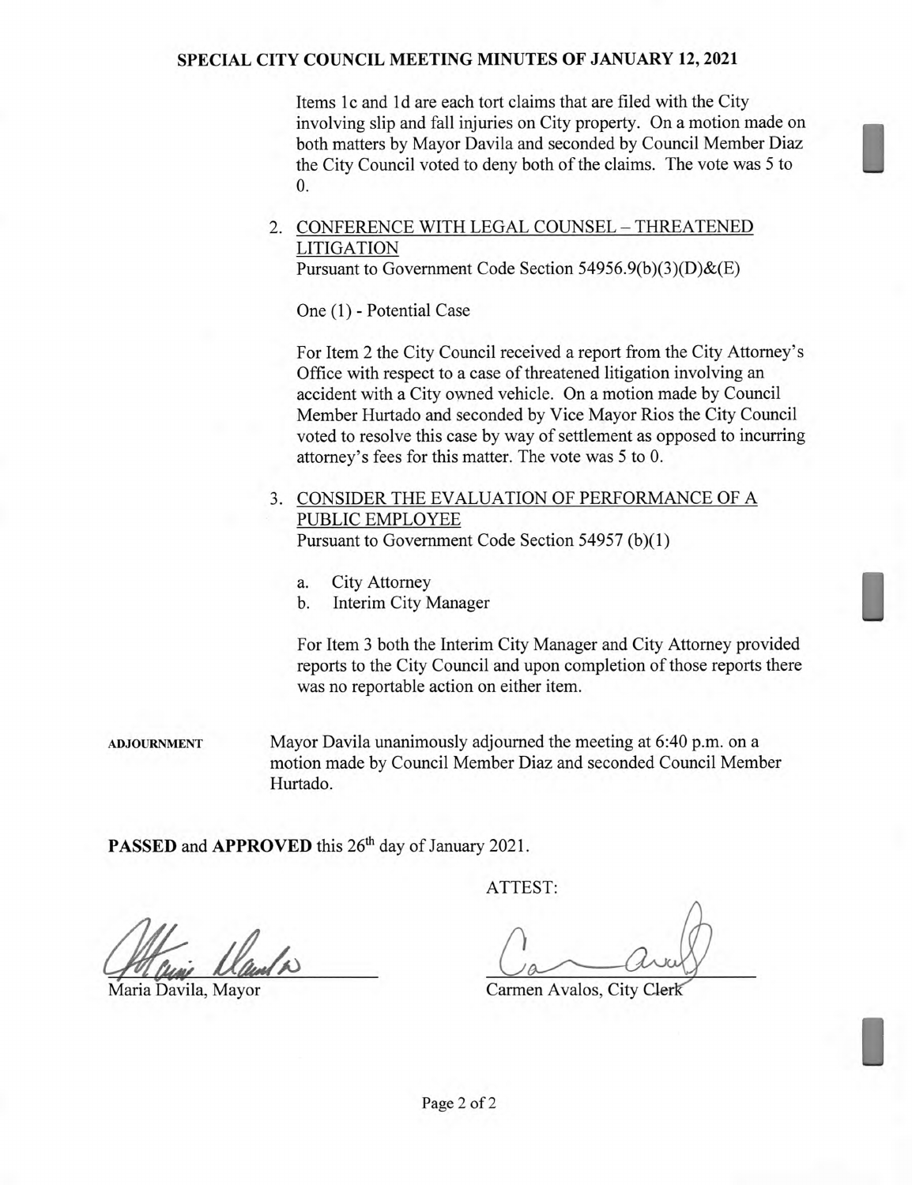Items 1c and 1d are each tort claims that are filed with the City involving slip and fall injuries on City property. On a motion made on both matters by Mayor Davila and seconded by Council Member Diaz the City Council voted to deny both of the claims. The vote was 5 to 0.

2. CONFERENCE WITH LEGAL COUNSEL – THREATENED LITIGATION
   Pursuant to Government Code Section 54956.9(b)(3)(D)&(E)

   One (1) - Potential Case

   For Item 2 the City Council received a report from the City Attorney's Office with respect to a case of threatened litigation involving an accident with a City owned vehicle. On a motion made by Council Member Hurtado and seconded by Vice Mayor Rios the City Council voted to resolve this case by way of settlement as opposed to incurring attorney's fees for this matter. The vote was 5 to 0.

3. CONSIDER THE EVALUATION OF PERFORMANCE OF A PUBLIC EMPLOYEE
   Pursuant to Government Code Section 54957 (b)(1)

   a. City Attorney
   b. Interim City Manager

   For Item 3 both the Interim City Manager and City Attorney provided reports to the City Council and upon completion of those reports there was no reportable action on either item.

**ADJOURNMENT** Mayor Davila unanimously adjourned the meeting at 6:40 p.m. on a motion made by Council Member Diaz and seconded Council Member Hurtado.

**PASSED** and **APPROVED** this 26th day of January 2021.

ATTEST:

Maria Davila, Mayor

Carmen Avalos, City Clerk